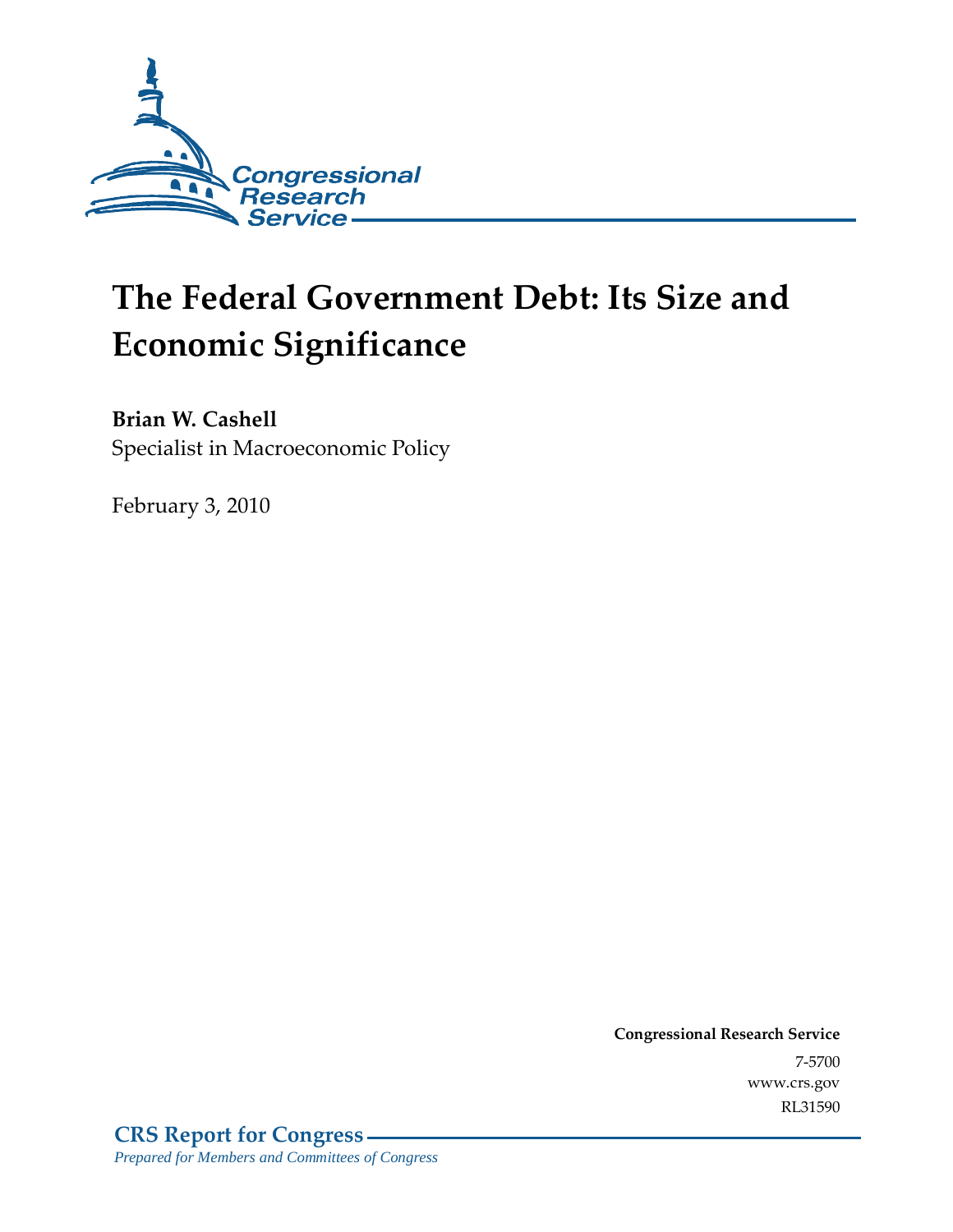Congressional Research Service

# The Federal Government Debt: Its Size and Economic Significance

**Brian W. Cashell**
Specialist in Macroeconomic Policy

February 3, 2010

**Congressional Research Service**
7-5700
www.crs.gov
RL31590

**CRS Report for Congress**
*Prepared for Members and Committees of Congress*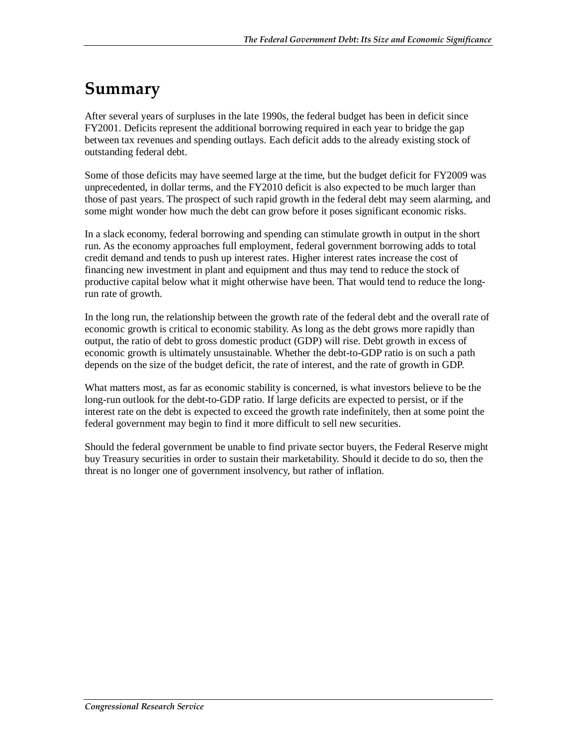# Summary

After several years of surpluses in the late 1990s, the federal budget has been in deficit since FY2001. Deficits represent the additional borrowing required in each year to bridge the gap between tax revenues and spending outlays. Each deficit adds to the already existing stock of outstanding federal debt.

Some of those deficits may have seemed large at the time, but the budget deficit for FY2009 was unprecedented, in dollar terms, and the FY2010 deficit is also expected to be much larger than those of past years. The prospect of such rapid growth in the federal debt may seem alarming, and some might wonder how much the debt can grow before it poses significant economic risks.

In a slack economy, federal borrowing and spending can stimulate growth in output in the short run. As the economy approaches full employment, federal government borrowing adds to total credit demand and tends to push up interest rates. Higher interest rates increase the cost of financing new investment in plant and equipment and thus may tend to reduce the stock of productive capital below what it might otherwise have been. That would tend to reduce the long-run rate of growth.

In the long run, the relationship between the growth rate of the federal debt and the overall rate of economic growth is critical to economic stability. As long as the debt grows more rapidly than output, the ratio of debt to gross domestic product (GDP) will rise. Debt growth in excess of economic growth is ultimately unsustainable. Whether the debt-to-GDP ratio is on such a path depends on the size of the budget deficit, the rate of interest, and the rate of growth in GDP.

What matters most, as far as economic stability is concerned, is what investors believe to be the long-run outlook for the debt-to-GDP ratio. If large deficits are expected to persist, or if the interest rate on the debt is expected to exceed the growth rate indefinitely, then at some point the federal government may begin to find it more difficult to sell new securities.

Should the federal government be unable to find private sector buyers, the Federal Reserve might buy Treasury securities in order to sustain their marketability. Should it decide to do so, then the threat is no longer one of government insolvency, but rather of inflation.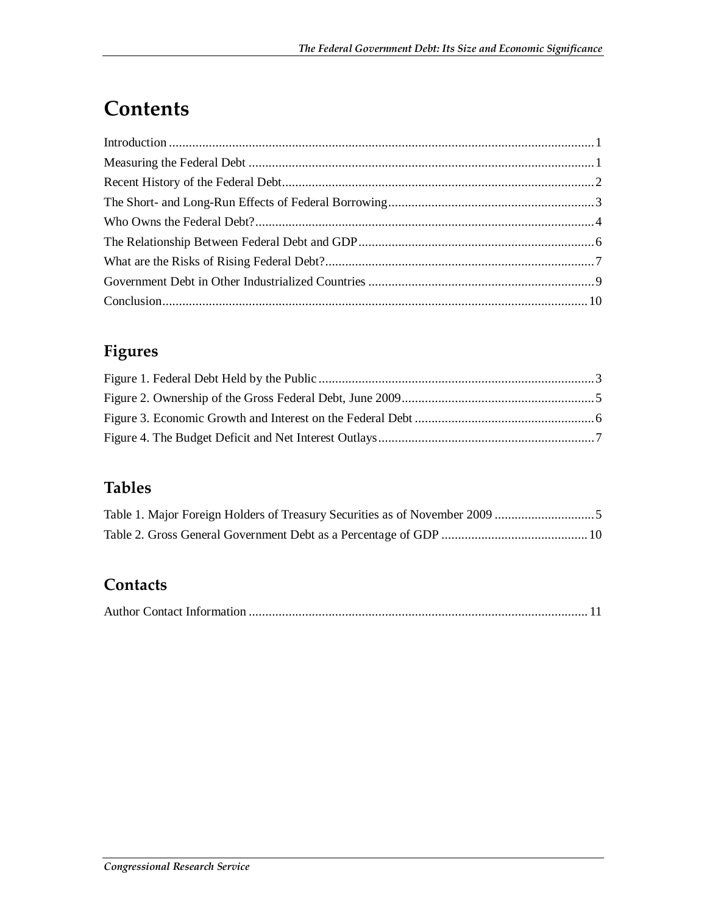# Contents

Introduction ............................................................................................................................... 1
Measuring the Federal Debt ....................................................................................................... 1
Recent History of the Federal Debt............................................................................................ 2
The Short- and Long-Run Effects of Federal Borrowing............................................................. 3
Who Owns the Federal Debt?..................................................................................................... 4
The Relationship Between Federal Debt and GDP...................................................................... 6
What are the Risks of Rising Federal Debt?................................................................................ 7
Government Debt in Other Industrialized Countries ................................................................... 9
Conclusion............................................................................................................................... 10

## Figures

Figure 1. Federal Debt Held by the Public .................................................................................. 3
Figure 2. Ownership of the Gross Federal Debt, June 2009.......................................................... 5
Figure 3. Economic Growth and Interest on the Federal Debt ...................................................... 6
Figure 4. The Budget Deficit and Net Interest Outlays................................................................. 7

## Tables

Table 1. Major Foreign Holders of Treasury Securities as of November 2009 .............................. 5
Table 2. Gross General Government Debt as a Percentage of GDP ............................................ 10

## Contacts

Author Contact Information ...................................................................................................... 11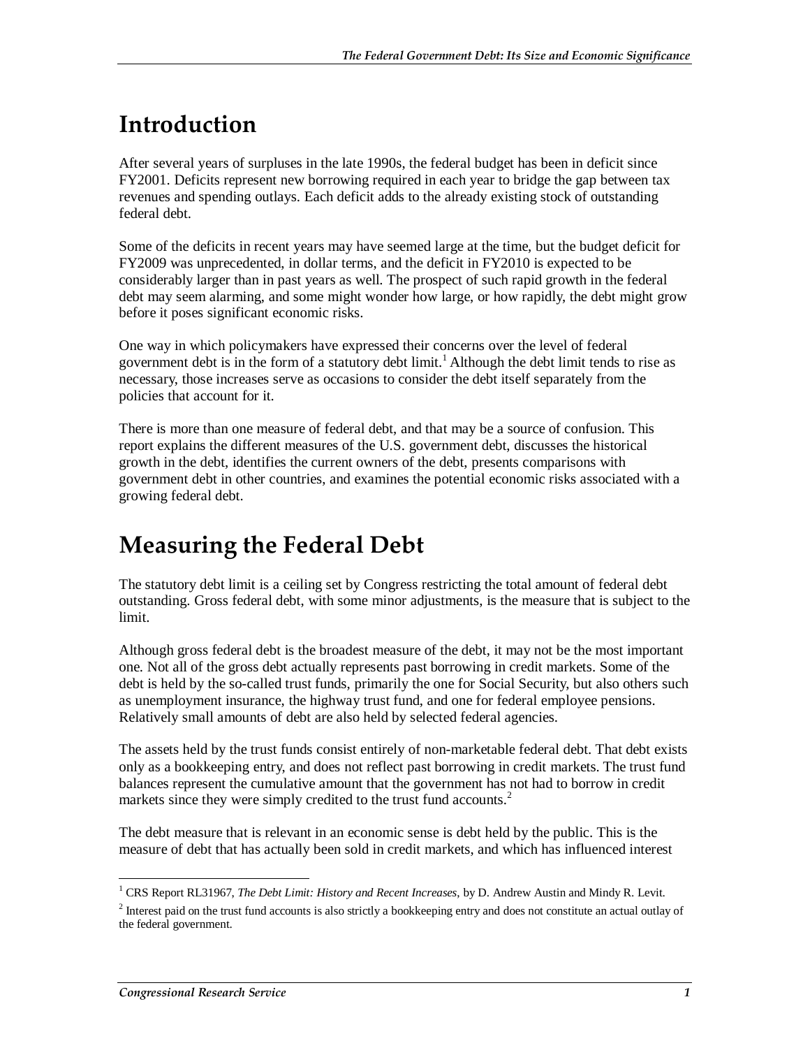# Introduction

After several years of surpluses in the late 1990s, the federal budget has been in deficit since FY2001. Deficits represent new borrowing required in each year to bridge the gap between tax revenues and spending outlays. Each deficit adds to the already existing stock of outstanding federal debt.

Some of the deficits in recent years may have seemed large at the time, but the budget deficit for FY2009 was unprecedented, in dollar terms, and the deficit in FY2010 is expected to be considerably larger than in past years as well. The prospect of such rapid growth in the federal debt may seem alarming, and some might wonder how large, or how rapidly, the debt might grow before it poses significant economic risks.

One way in which policymakers have expressed their concerns over the level of federal government debt is in the form of a statutory debt limit.[1] Although the debt limit tends to rise as necessary, those increases serve as occasions to consider the debt itself separately from the policies that account for it.

There is more than one measure of federal debt, and that may be a source of confusion. This report explains the different measures of the U.S. government debt, discusses the historical growth in the debt, identifies the current owners of the debt, presents comparisons with government debt in other countries, and examines the potential economic risks associated with a growing federal debt.

# Measuring the Federal Debt

The statutory debt limit is a ceiling set by Congress restricting the total amount of federal debt outstanding. Gross federal debt, with some minor adjustments, is the measure that is subject to the limit.

Although gross federal debt is the broadest measure of the debt, it may not be the most important one. Not all of the gross debt actually represents past borrowing in credit markets. Some of the debt is held by the so-called trust funds, primarily the one for Social Security, but also others such as unemployment insurance, the highway trust fund, and one for federal employee pensions. Relatively small amounts of debt are also held by selected federal agencies.

The assets held by the trust funds consist entirely of non-marketable federal debt. That debt exists only as a bookkeeping entry, and does not reflect past borrowing in credit markets. The trust fund balances represent the cumulative amount that the government has not had to borrow in credit markets since they were simply credited to the trust fund accounts.[2]

The debt measure that is relevant in an economic sense is debt held by the public. This is the measure of debt that has actually been sold in credit markets, and which has influenced interest

---

[1] CRS Report RL31967, *The Debt Limit: History and Recent Increases*, by D. Andrew Austin and Mindy R. Levit.

[2] Interest paid on the trust fund accounts is also strictly a bookkeeping entry and does not constitute an actual outlay of the federal government.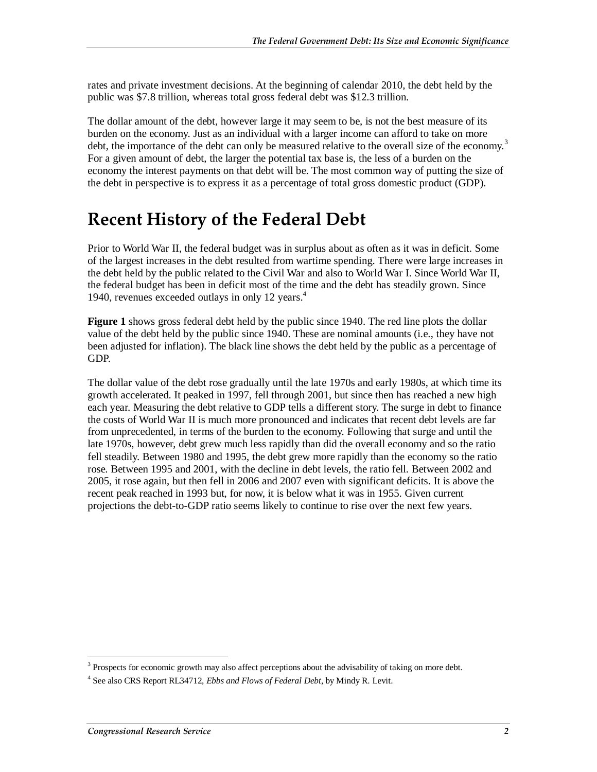rates and private investment decisions. At the beginning of calendar 2010, the debt held by the public was $7.8 trillion, whereas total gross federal debt was $12.3 trillion.

The dollar amount of the debt, however large it may seem to be, is not the best measure of its burden on the economy. Just as an individual with a larger income can afford to take on more debt, the importance of the debt can only be measured relative to the overall size of the economy.[3] For a given amount of debt, the larger the potential tax base is, the less of a burden on the economy the interest payments on that debt will be. The most common way of putting the size of the debt in perspective is to express it as a percentage of total gross domestic product (GDP).

# Recent History of the Federal Debt

Prior to World War II, the federal budget was in surplus about as often as it was in deficit. Some of the largest increases in the debt resulted from wartime spending. There were large increases in the debt held by the public related to the Civil War and also to World War I. Since World War II, the federal budget has been in deficit most of the time and the debt has steadily grown. Since 1940, revenues exceeded outlays in only 12 years.[4]

**Figure 1** shows gross federal debt held by the public since 1940. The red line plots the dollar value of the debt held by the public since 1940. These are nominal amounts (i.e., they have not been adjusted for inflation). The black line shows the debt held by the public as a percentage of GDP.

The dollar value of the debt rose gradually until the late 1970s and early 1980s, at which time its growth accelerated. It peaked in 1997, fell through 2001, but since then has reached a new high each year. Measuring the debt relative to GDP tells a different story. The surge in debt to finance the costs of World War II is much more pronounced and indicates that recent debt levels are far from unprecedented, in terms of the burden to the economy. Following that surge and until the late 1970s, however, debt grew much less rapidly than did the overall economy and so the ratio fell steadily. Between 1980 and 1995, the debt grew more rapidly than the economy so the ratio rose. Between 1995 and 2001, with the decline in debt levels, the ratio fell. Between 2002 and 2005, it rose again, but then fell in 2006 and 2007 even with significant deficits. It is above the recent peak reached in 1993 but, for now, it is below what it was in 1955. Given current projections the debt-to-GDP ratio seems likely to continue to rise over the next few years.

---

[3] Prospects for economic growth may also affect perceptions about the advisability of taking on more debt.

[4] See also CRS Report RL34712, *Ebbs and Flows of Federal Debt*, by Mindy R. Levit.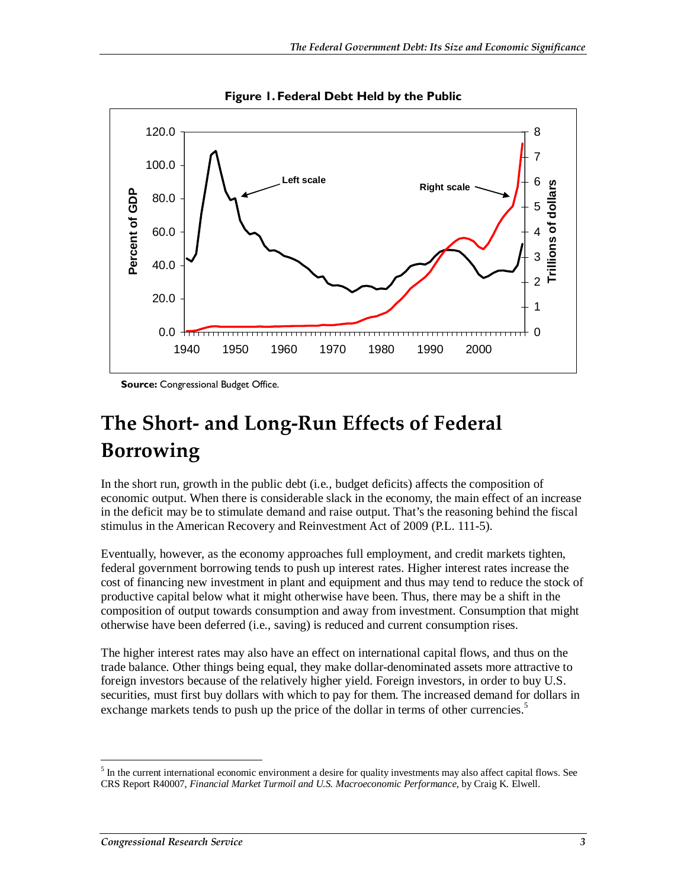**Figure 1. Federal Debt Held by the Public**

**Source:** Congressional Budget Office.

## The Short- and Long-Run Effects of Federal Borrowing

In the short run, growth in the public debt (i.e., budget deficits) affects the composition of economic output. When there is considerable slack in the economy, the main effect of an increase in the deficit may be to stimulate demand and raise output. That's the reasoning behind the fiscal stimulus in the American Recovery and Reinvestment Act of 2009 (P.L. 111-5).

Eventually, however, as the economy approaches full employment, and credit markets tighten, federal government borrowing tends to push up interest rates. Higher interest rates increase the cost of financing new investment in plant and equipment and thus may tend to reduce the stock of productive capital below what it might otherwise have been. Thus, there may be a shift in the composition of output towards consumption and away from investment. Consumption that might otherwise have been deferred (i.e., saving) is reduced and current consumption rises.

The higher interest rates may also have an effect on international capital flows, and thus on the trade balance. Other things being equal, they make dollar-denominated assets more attractive to foreign investors because of the relatively higher yield. Foreign investors, in order to buy U.S. securities, must first buy dollars with which to pay for them. The increased demand for dollars in exchange markets tends to push up the price of the dollar in terms of other currencies.[5]

---

[5] In the current international economic environment a desire for quality investments may also affect capital flows. See CRS Report R40007, *Financial Market Turmoil and U.S. Macroeconomic Performance*, by Craig K. Elwell.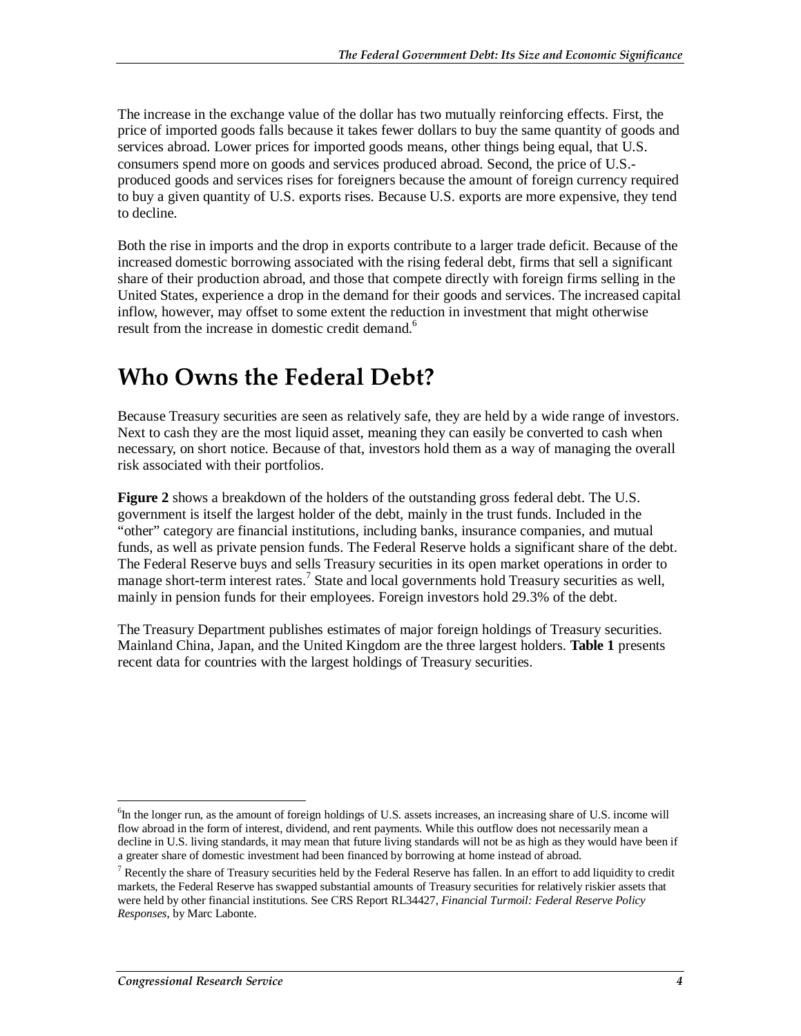The increase in the exchange value of the dollar has two mutually reinforcing effects. First, the price of imported goods falls because it takes fewer dollars to buy the same quantity of goods and services abroad. Lower prices for imported goods means, other things being equal, that U.S. consumers spend more on goods and services produced abroad. Second, the price of U.S.-produced goods and services rises for foreigners because the amount of foreign currency required to buy a given quantity of U.S. exports rises. Because U.S. exports are more expensive, they tend to decline.

Both the rise in imports and the drop in exports contribute to a larger trade deficit. Because of the increased domestic borrowing associated with the rising federal debt, firms that sell a significant share of their production abroad, and those that compete directly with foreign firms selling in the United States, experience a drop in the demand for their goods and services. The increased capital inflow, however, may offset to some extent the reduction in investment that might otherwise result from the increase in domestic credit demand.[6]

# Who Owns the Federal Debt?

Because Treasury securities are seen as relatively safe, they are held by a wide range of investors. Next to cash they are the most liquid asset, meaning they can easily be converted to cash when necessary, on short notice. Because of that, investors hold them as a way of managing the overall risk associated with their portfolios.

**Figure 2** shows a breakdown of the holders of the outstanding gross federal debt. The U.S. government is itself the largest holder of the debt, mainly in the trust funds. Included in the "other" category are financial institutions, including banks, insurance companies, and mutual funds, as well as private pension funds. The Federal Reserve holds a significant share of the debt. The Federal Reserve buys and sells Treasury securities in its open market operations in order to manage short-term interest rates.[7] State and local governments hold Treasury securities as well, mainly in pension funds for their employees. Foreign investors hold 29.3% of the debt.

The Treasury Department publishes estimates of major foreign holdings of Treasury securities. Mainland China, Japan, and the United Kingdom are the three largest holders. **Table 1** presents recent data for countries with the largest holdings of Treasury securities.

---

[6] In the longer run, as the amount of foreign holdings of U.S. assets increases, an increasing share of U.S. income will flow abroad in the form of interest, dividend, and rent payments. While this outflow does not necessarily mean a decline in U.S. living standards, it may mean that future living standards will not be as high as they would have been if a greater share of domestic investment had been financed by borrowing at home instead of abroad.

[7] Recently the share of Treasury securities held by the Federal Reserve has fallen. In an effort to add liquidity to credit markets, the Federal Reserve has swapped substantial amounts of Treasury securities for relatively riskier assets that were held by other financial institutions. See CRS Report RL34427, *Financial Turmoil: Federal Reserve Policy Responses*, by Marc Labonte.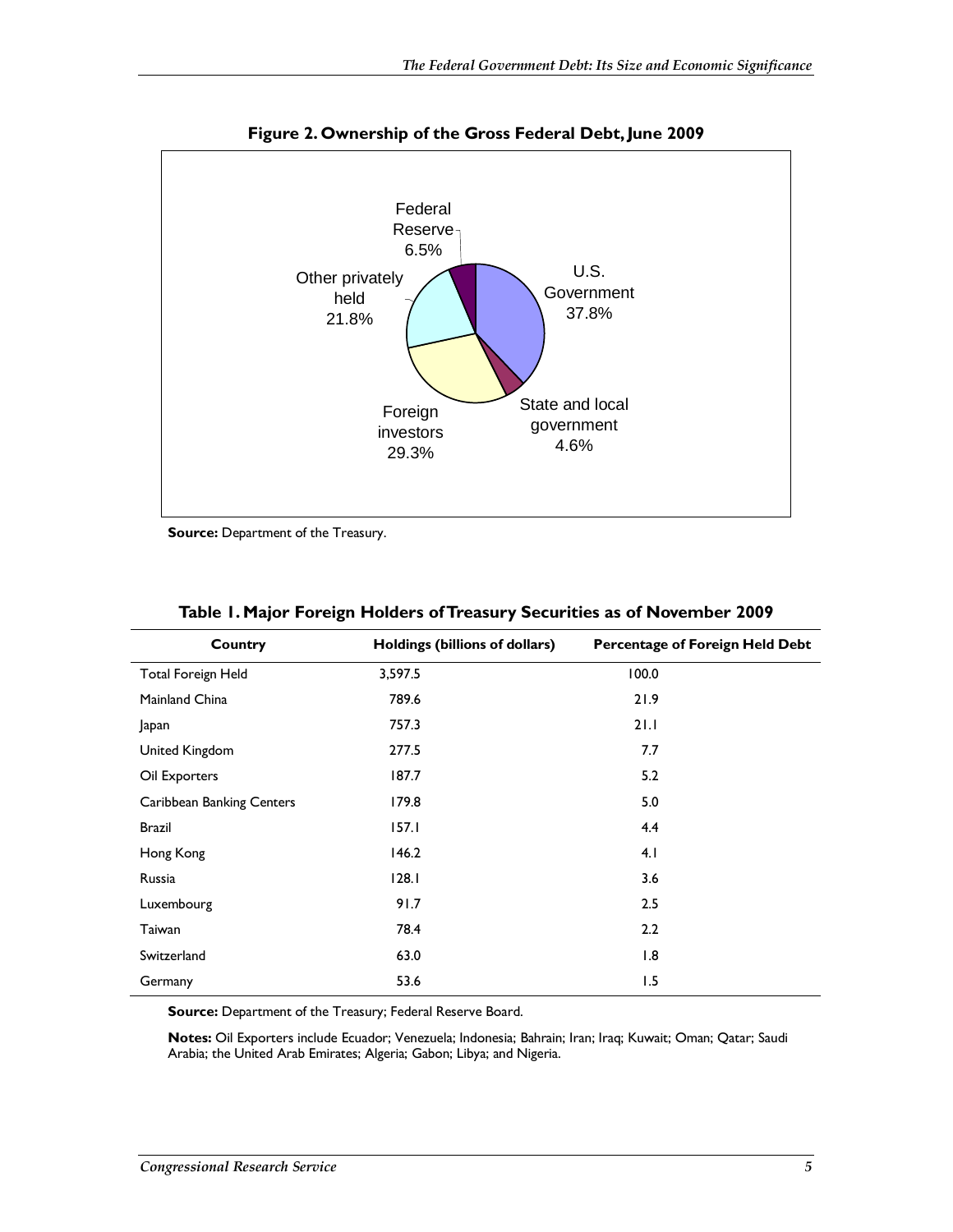**Figure 2. Ownership of the Gross Federal Debt, June 2009**

Federal Reserve 6.5%

U.S. Government 37.8%

State and local government 4.6%

Foreign investors 29.3%

Other privately held 21.8%

**Source:** Department of the Treasury.

**Table 1. Major Foreign Holders of Treasury Securities as of November 2009**

| Country | Holdings (billions of dollars) | Percentage of Foreign Held Debt |
|---|---|---|
| Total Foreign Held | 3,597.5 | 100.0 |
| Mainland China | 789.6 | 21.9 |
| Japan | 757.3 | 21.1 |
| United Kingdom | 277.5 | 7.7 |
| Oil Exporters | 187.7 | 5.2 |
| Caribbean Banking Centers | 179.8 | 5.0 |
| Brazil | 157.1 | 4.4 |
| Hong Kong | 146.2 | 4.1 |
| Russia | 128.1 | 3.6 |
| Luxembourg | 91.7 | 2.5 |
| Taiwan | 78.4 | 2.2 |
| Switzerland | 63.0 | 1.8 |
| Germany | 53.6 | 1.5 |

**Source:** Department of the Treasury; Federal Reserve Board.

**Notes:** Oil Exporters include Ecuador; Venezuela; Indonesia; Bahrain; Iran; Iraq; Kuwait; Oman; Qatar; Saudi Arabia; the United Arab Emirates; Algeria; Gabon; Libya; and Nigeria.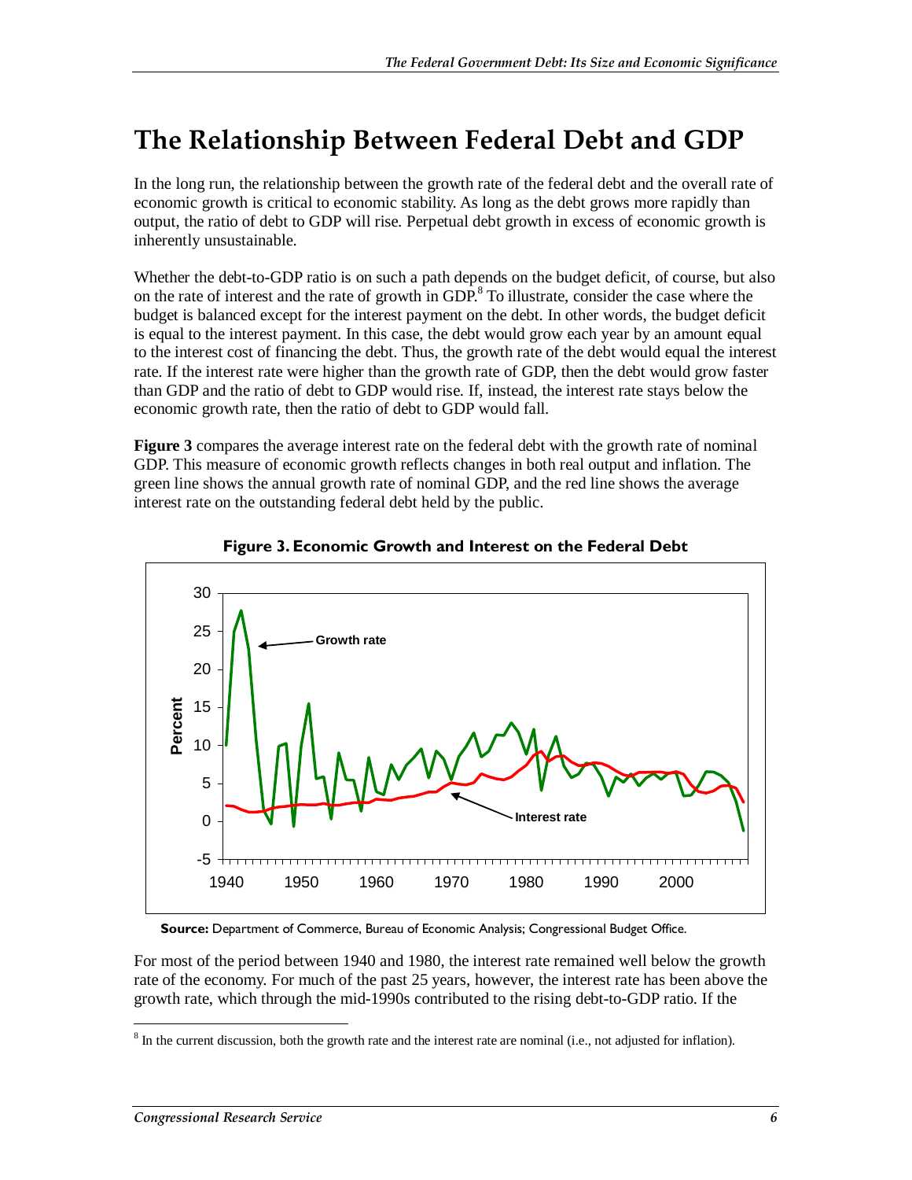# The Relationship Between Federal Debt and GDP

In the long run, the relationship between the growth rate of the federal debt and the overall rate of economic growth is critical to economic stability. As long as the debt grows more rapidly than output, the ratio of debt to GDP will rise. Perpetual debt growth in excess of economic growth is inherently unsustainable.

Whether the debt-to-GDP ratio is on such a path depends on the budget deficit, of course, but also on the rate of interest and the rate of growth in GDP.[8] To illustrate, consider the case where the budget is balanced except for the interest payment on the debt. In other words, the budget deficit is equal to the interest payment. In this case, the debt would grow each year by an amount equal to the interest cost of financing the debt. Thus, the growth rate of the debt would equal the interest rate. If the interest rate were higher than the growth rate of GDP, then the debt would grow faster than GDP and the ratio of debt to GDP would rise. If, instead, the interest rate stays below the economic growth rate, then the ratio of debt to GDP would fall.

**Figure 3** compares the average interest rate on the federal debt with the growth rate of nominal GDP. This measure of economic growth reflects changes in both real output and inflation. The green line shows the annual growth rate of nominal GDP, and the red line shows the average interest rate on the outstanding federal debt held by the public.

**Figure 3. Economic Growth and Interest on the Federal Debt**

**Source:** Department of Commerce, Bureau of Economic Analysis; Congressional Budget Office.

For most of the period between 1940 and 1980, the interest rate remained well below the growth rate of the economy. For much of the past 25 years, however, the interest rate has been above the growth rate, which through the mid-1990s contributed to the rising debt-to-GDP ratio. If the

---

[8] In the current discussion, both the growth rate and the interest rate are nominal (i.e., not adjusted for inflation).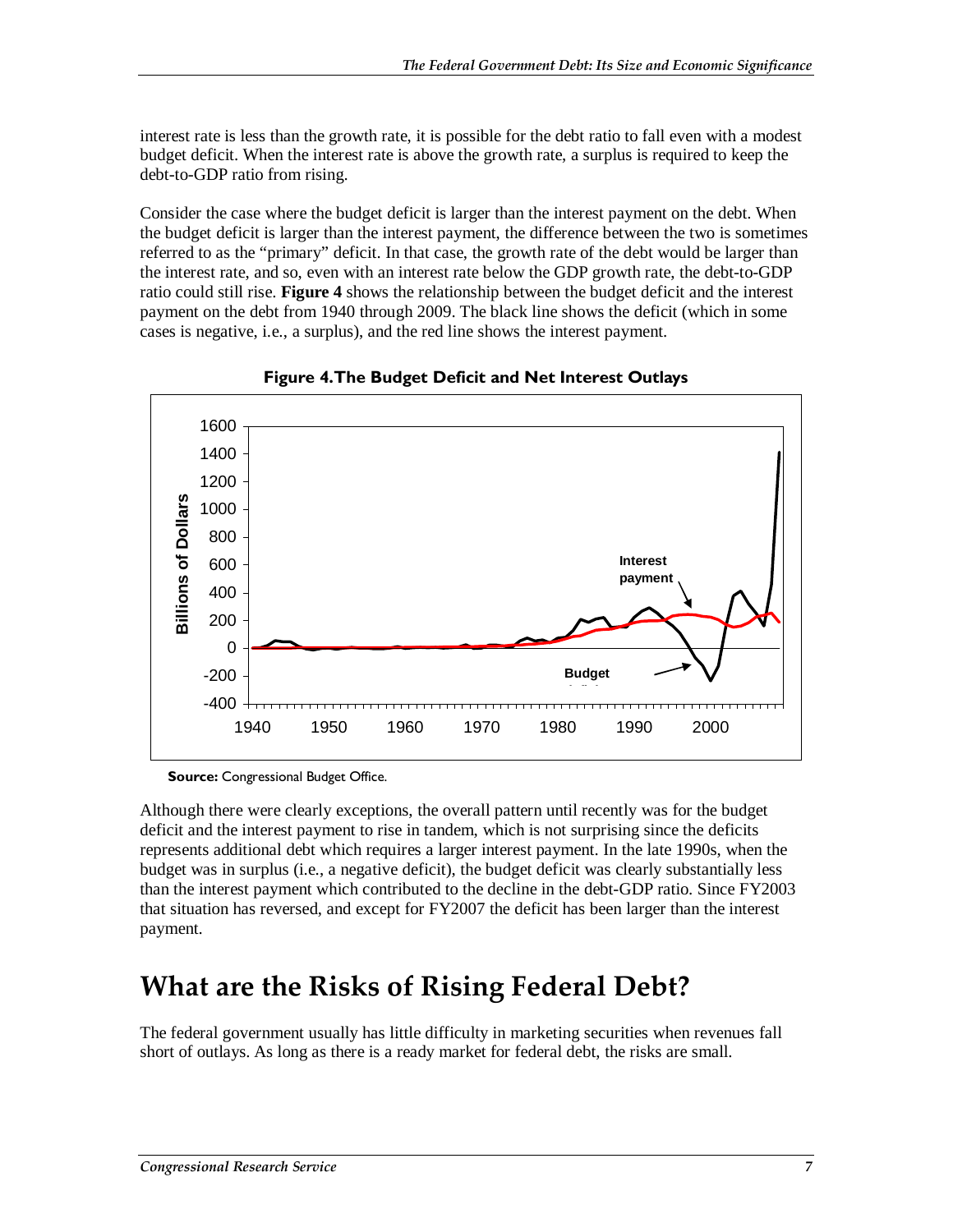interest rate is less than the growth rate, it is possible for the debt ratio to fall even with a modest budget deficit. When the interest rate is above the growth rate, a surplus is required to keep the debt-to-GDP ratio from rising.

Consider the case where the budget deficit is larger than the interest payment on the debt. When the budget deficit is larger than the interest payment, the difference between the two is sometimes referred to as the "primary" deficit. In that case, the growth rate of the debt would be larger than the interest rate, and so, even with an interest rate below the GDP growth rate, the debt-to-GDP ratio could still rise. **Figure 4** shows the relationship between the budget deficit and the interest payment on the debt from 1940 through 2009. The black line shows the deficit (which in some cases is negative, i.e., a surplus), and the red line shows the interest payment.

**Figure 4. The Budget Deficit and Net Interest Outlays**

**Source:** Congressional Budget Office.

Although there were clearly exceptions, the overall pattern until recently was for the budget deficit and the interest payment to rise in tandem, which is not surprising since the deficits represents additional debt which requires a larger interest payment. In the late 1990s, when the budget was in surplus (i.e., a negative deficit), the budget deficit was clearly substantially less than the interest payment which contributed to the decline in the debt-GDP ratio. Since FY2003 that situation has reversed, and except for FY2007 the deficit has been larger than the interest payment.

# What are the Risks of Rising Federal Debt?

The federal government usually has little difficulty in marketing securities when revenues fall short of outlays. As long as there is a ready market for federal debt, the risks are small.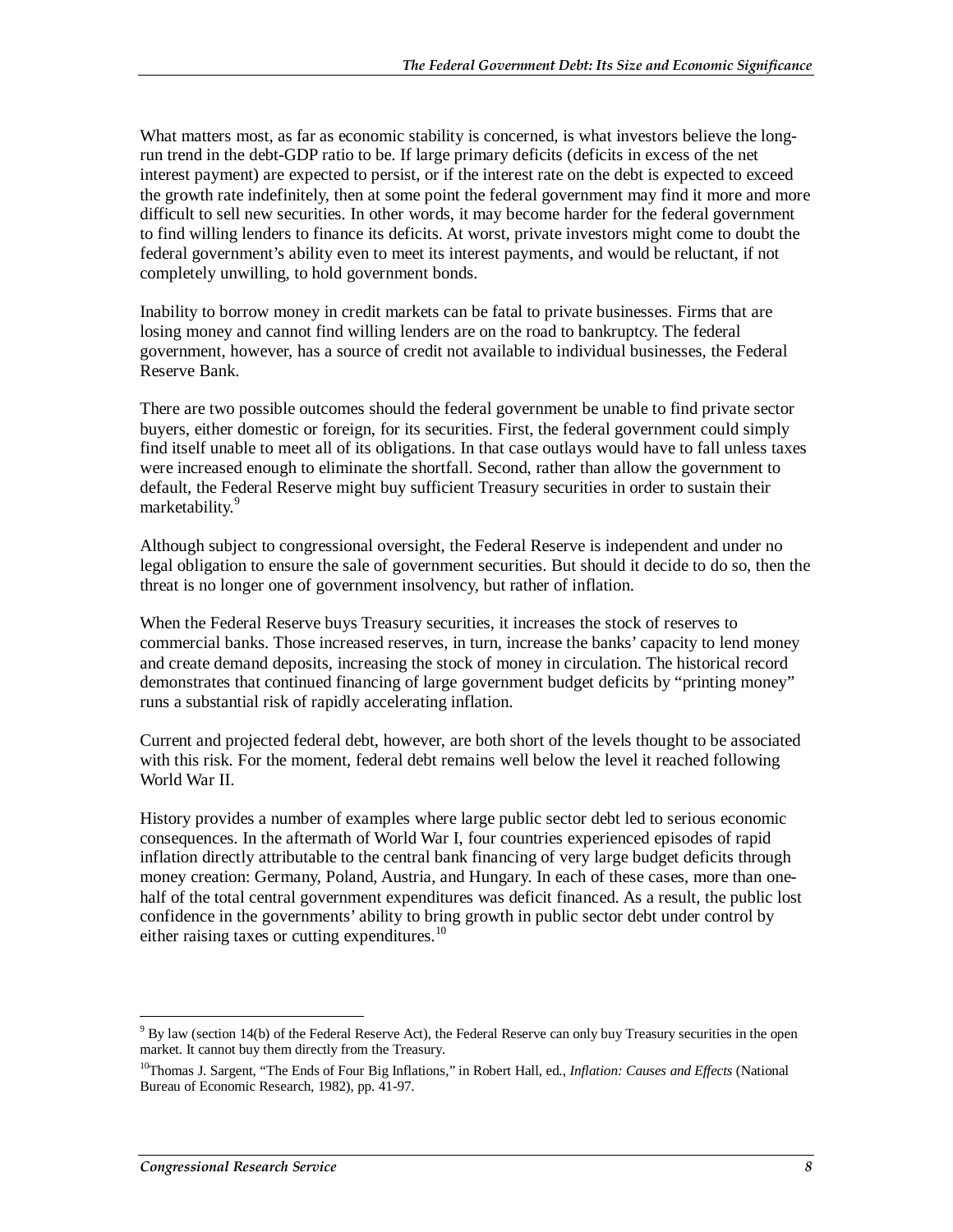What matters most, as far as economic stability is concerned, is what investors believe the long-run trend in the debt-GDP ratio to be. If large primary deficits (deficits in excess of the net interest payment) are expected to persist, or if the interest rate on the debt is expected to exceed the growth rate indefinitely, then at some point the federal government may find it more and more difficult to sell new securities. In other words, it may become harder for the federal government to find willing lenders to finance its deficits. At worst, private investors might come to doubt the federal government's ability even to meet its interest payments, and would be reluctant, if not completely unwilling, to hold government bonds.

Inability to borrow money in credit markets can be fatal to private businesses. Firms that are losing money and cannot find willing lenders are on the road to bankruptcy. The federal government, however, has a source of credit not available to individual businesses, the Federal Reserve Bank.

There are two possible outcomes should the federal government be unable to find private sector buyers, either domestic or foreign, for its securities. First, the federal government could simply find itself unable to meet all of its obligations. In that case outlays would have to fall unless taxes were increased enough to eliminate the shortfall. Second, rather than allow the government to default, the Federal Reserve might buy sufficient Treasury securities in order to sustain their marketability.[9]

Although subject to congressional oversight, the Federal Reserve is independent and under no legal obligation to ensure the sale of government securities. But should it decide to do so, then the threat is no longer one of government insolvency, but rather of inflation.

When the Federal Reserve buys Treasury securities, it increases the stock of reserves to commercial banks. Those increased reserves, in turn, increase the banks' capacity to lend money and create demand deposits, increasing the stock of money in circulation. The historical record demonstrates that continued financing of large government budget deficits by "printing money" runs a substantial risk of rapidly accelerating inflation.

Current and projected federal debt, however, are both short of the levels thought to be associated with this risk. For the moment, federal debt remains well below the level it reached following World War II.

History provides a number of examples where large public sector debt led to serious economic consequences. In the aftermath of World War I, four countries experienced episodes of rapid inflation directly attributable to the central bank financing of very large budget deficits through money creation: Germany, Poland, Austria, and Hungary. In each of these cases, more than one-half of the total central government expenditures was deficit financed. As a result, the public lost confidence in the governments' ability to bring growth in public sector debt under control by either raising taxes or cutting expenditures.[10]

---

[9] By law (section 14(b) of the Federal Reserve Act), the Federal Reserve can only buy Treasury securities in the open market. It cannot buy them directly from the Treasury.

[10] Thomas J. Sargent, "The Ends of Four Big Inflations," in Robert Hall, ed., *Inflation: Causes and Effects* (National Bureau of Economic Research, 1982), pp. 41-97.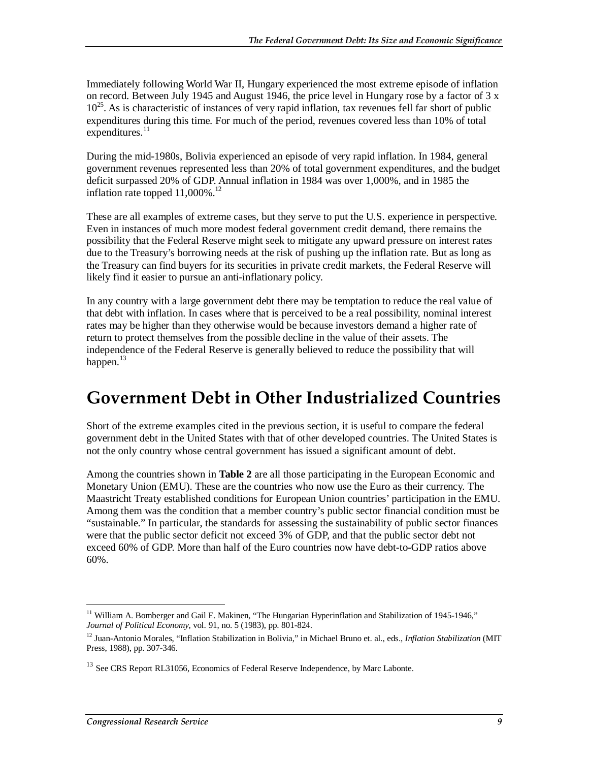Immediately following World War II, Hungary experienced the most extreme episode of inflation on record. Between July 1945 and August 1946, the price level in Hungary rose by a factor of $3 \times 10^{25}$. As is characteristic of instances of very rapid inflation, tax revenues fell far short of public expenditures during this time. For much of the period, revenues covered less than 10% of total expenditures.[11]

During the mid-1980s, Bolivia experienced an episode of very rapid inflation. In 1984, general government revenues represented less than 20% of total government expenditures, and the budget deficit surpassed 20% of GDP. Annual inflation in 1984 was over 1,000%, and in 1985 the inflation rate topped 11,000%.[12]

These are all examples of extreme cases, but they serve to put the U.S. experience in perspective. Even in instances of much more modest federal government credit demand, there remains the possibility that the Federal Reserve might seek to mitigate any upward pressure on interest rates due to the Treasury's borrowing needs at the risk of pushing up the inflation rate. But as long as the Treasury can find buyers for its securities in private credit markets, the Federal Reserve will likely find it easier to pursue an anti-inflationary policy.

In any country with a large government debt there may be temptation to reduce the real value of that debt with inflation. In cases where that is perceived to be a real possibility, nominal interest rates may be higher than they otherwise would be because investors demand a higher rate of return to protect themselves from the possible decline in the value of their assets. The independence of the Federal Reserve is generally believed to reduce the possibility that will happen.[13]

# Government Debt in Other Industrialized Countries

Short of the extreme examples cited in the previous section, it is useful to compare the federal government debt in the United States with that of other developed countries. The United States is not the only country whose central government has issued a significant amount of debt.

Among the countries shown in **Table 2** are all those participating in the European Economic and Monetary Union (EMU). These are the countries who now use the Euro as their currency. The Maastricht Treaty established conditions for European Union countries' participation in the EMU. Among them was the condition that a member country's public sector financial condition must be "sustainable." In particular, the standards for assessing the sustainability of public sector finances were that the public sector deficit not exceed 3% of GDP, and that the public sector debt not exceed 60% of GDP. More than half of the Euro countries now have debt-to-GDP ratios above 60%.

---

[11] William A. Bomberger and Gail E. Makinen, "The Hungarian Hyperinflation and Stabilization of 1945-1946," *Journal of Political Economy*, vol. 91, no. 5 (1983), pp. 801-824.

[12] Juan-Antonio Morales, "Inflation Stabilization in Bolivia," in Michael Bruno et. al., eds., *Inflation Stabilization* (MIT Press, 1988), pp. 307-346.

[13] See CRS Report RL31056, Economics of Federal Reserve Independence, by Marc Labonte.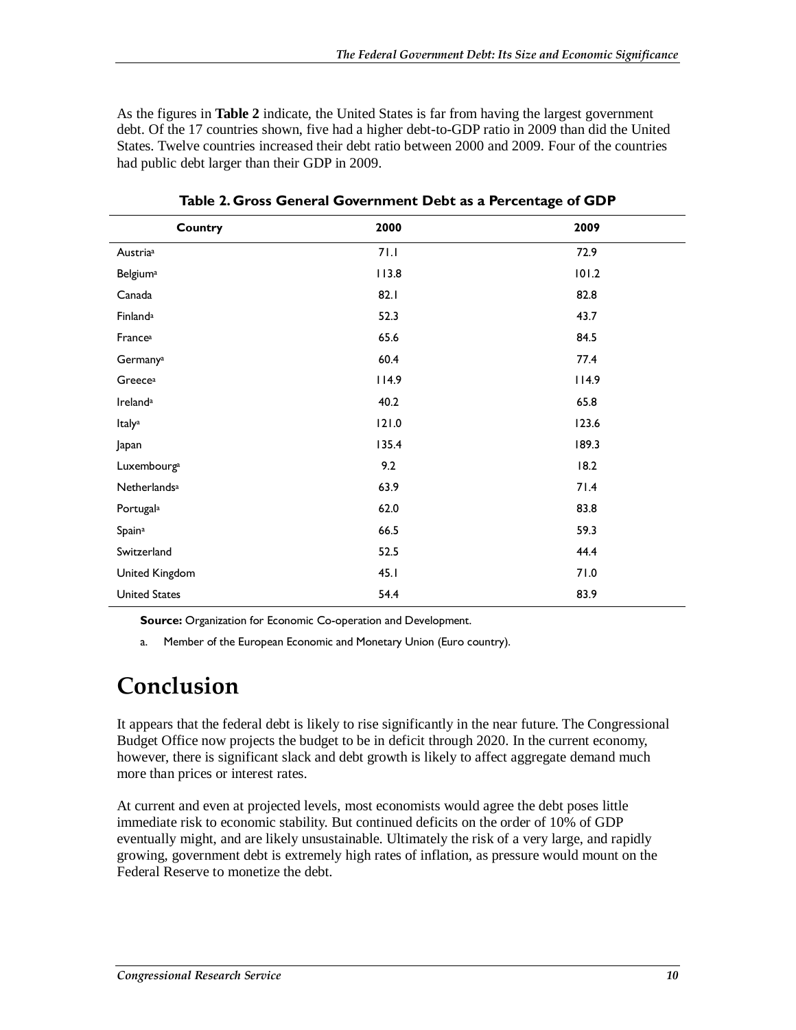As the figures in **Table 2** indicate, the United States is far from having the largest government debt. Of the 17 countries shown, five had a higher debt-to-GDP ratio in 2009 than did the United States. Twelve countries increased their debt ratio between 2000 and 2009. Four of the countries had public debt larger than their GDP in 2009.

**Table 2. Gross General Government Debt as a Percentage of GDP**

| Country | 2000 | 2009 |
|---|---|---|
| Austria[a] | 71.1 | 72.9 |
| Belgium[a] | 113.8 | 101.2 |
| Canada | 82.1 | 82.8 |
| Finland[a] | 52.3 | 43.7 |
| France[a] | 65.6 | 84.5 |
| Germany[a] | 60.4 | 77.4 |
| Greece[a] | 114.9 | 114.9 |
| Ireland[a] | 40.2 | 65.8 |
| Italy[a] | 121.0 | 123.6 |
| Japan | 135.4 | 189.3 |
| Luxembourg[a] | 9.2 | 18.2 |
| Netherlands[a] | 63.9 | 71.4 |
| Portugal[a] | 62.0 | 83.8 |
| Spain[a] | 66.5 | 59.3 |
| Switzerland | 52.5 | 44.4 |
| United Kingdom | 45.1 | 71.0 |
| United States | 54.4 | 83.9 |

**Source:** Organization for Economic Co-operation and Development.

a. Member of the European Economic and Monetary Union (Euro country).

# Conclusion

It appears that the federal debt is likely to rise significantly in the near future. The Congressional Budget Office now projects the budget to be in deficit through 2020. In the current economy, however, there is significant slack and debt growth is likely to affect aggregate demand much more than prices or interest rates.

At current and even at projected levels, most economists would agree the debt poses little immediate risk to economic stability. But continued deficits on the order of 10% of GDP eventually might, and are likely unsustainable. Ultimately the risk of a very large, and rapidly growing, government debt is extremely high rates of inflation, as pressure would mount on the Federal Reserve to monetize the debt.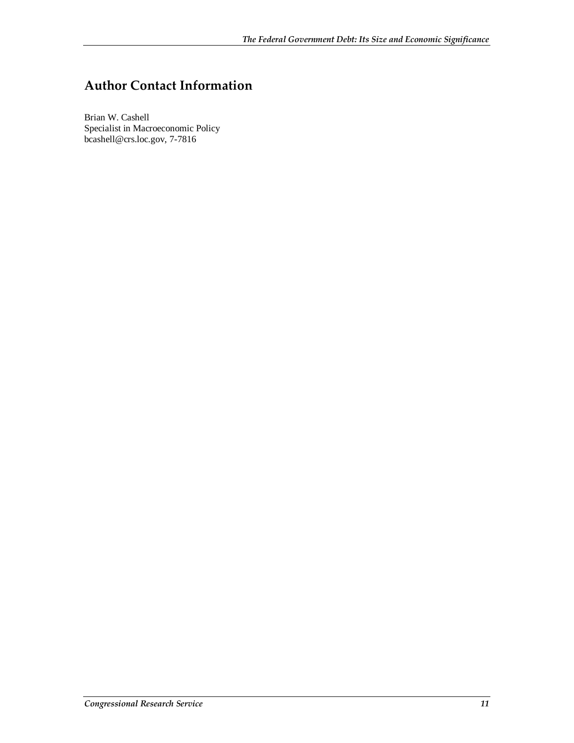## Author Contact Information

Brian W. Cashell
Specialist in Macroeconomic Policy
bcashell@crs.loc.gov, 7-7816